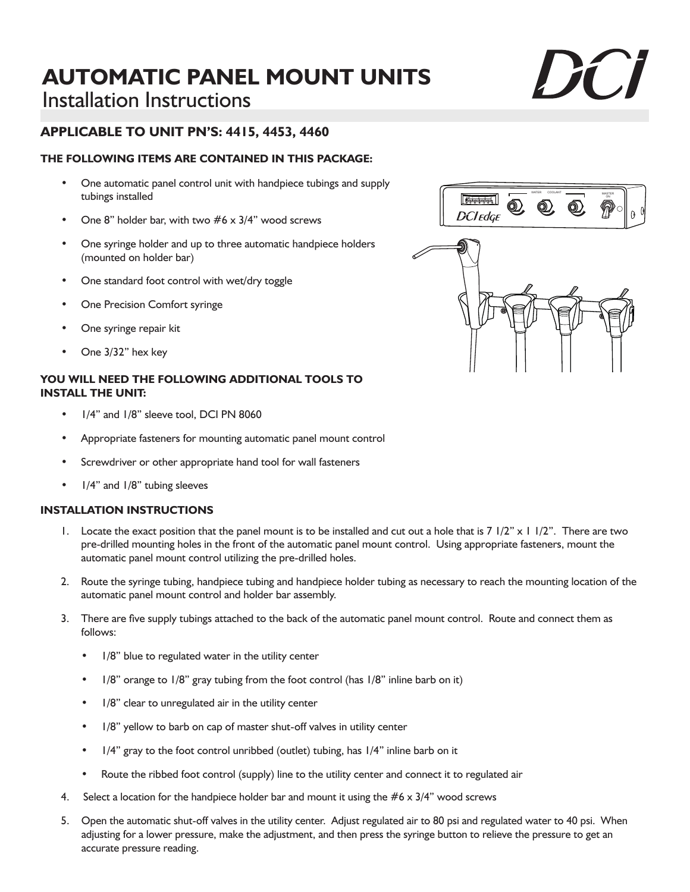# AUTOMATIC PANEL MOUNT UNITS
## Installation Instructions

### APPLICABLE TO UNIT PN'S: 4415, 4453, 4460

**THE FOLLOWING ITEMS ARE CONTAINED IN THIS PACKAGE:**

- One automatic panel control unit with handpiece tubings and supply tubings installed
- One 8" holder bar, with two #6 x 3/4" wood screws
- One syringe holder and up to three automatic handpiece holders (mounted on holder bar)
- One standard foot control with wet/dry toggle
- One Precision Comfort syringe
- One syringe repair kit
- One 3/32" hex key

**YOU WILL NEED THE FOLLOWING ADDITIONAL TOOLS TO INSTALL THE UNIT:**

- 1/4" and 1/8" sleeve tool, DCI PN 8060
- Appropriate fasteners for mounting automatic panel mount control
- Screwdriver or other appropriate hand tool for wall fasteners
- 1/4" and 1/8" tubing sleeves

**INSTALLATION INSTRUCTIONS**

1. Locate the exact position that the panel mount is to be installed and cut out a hole that is 7 1/2" x 1 1/2". There are two pre-drilled mounting holes in the front of the automatic panel mount control. Using appropriate fasteners, mount the automatic panel mount control utilizing the pre-drilled holes.
2. Route the syringe tubing, handpiece tubing and handpiece holder tubing as necessary to reach the mounting location of the automatic panel mount control and holder bar assembly.
3. There are five supply tubings attached to the back of the automatic panel mount control. Route and connect them as follows:
   - 1/8" blue to regulated water in the utility center
   - 1/8" orange to 1/8" gray tubing from the foot control (has 1/8" inline barb on it)
   - 1/8" clear to unregulated air in the utility center
   - 1/8" yellow to barb on cap of master shut-off valves in utility center
   - 1/4" gray to the foot control unribbed (outlet) tubing, has 1/4" inline barb on it
   - Route the ribbed foot control (supply) line to the utility center and connect it to regulated air
4. Select a location for the handpiece holder bar and mount it using the #6 x 3/4" wood screws
5. Open the automatic shut-off valves in the utility center. Adjust regulated air to 80 psi and regulated water to 40 psi. When adjusting for a lower pressure, make the adjustment, and then press the syringe button to relieve the pressure to get an accurate pressure reading.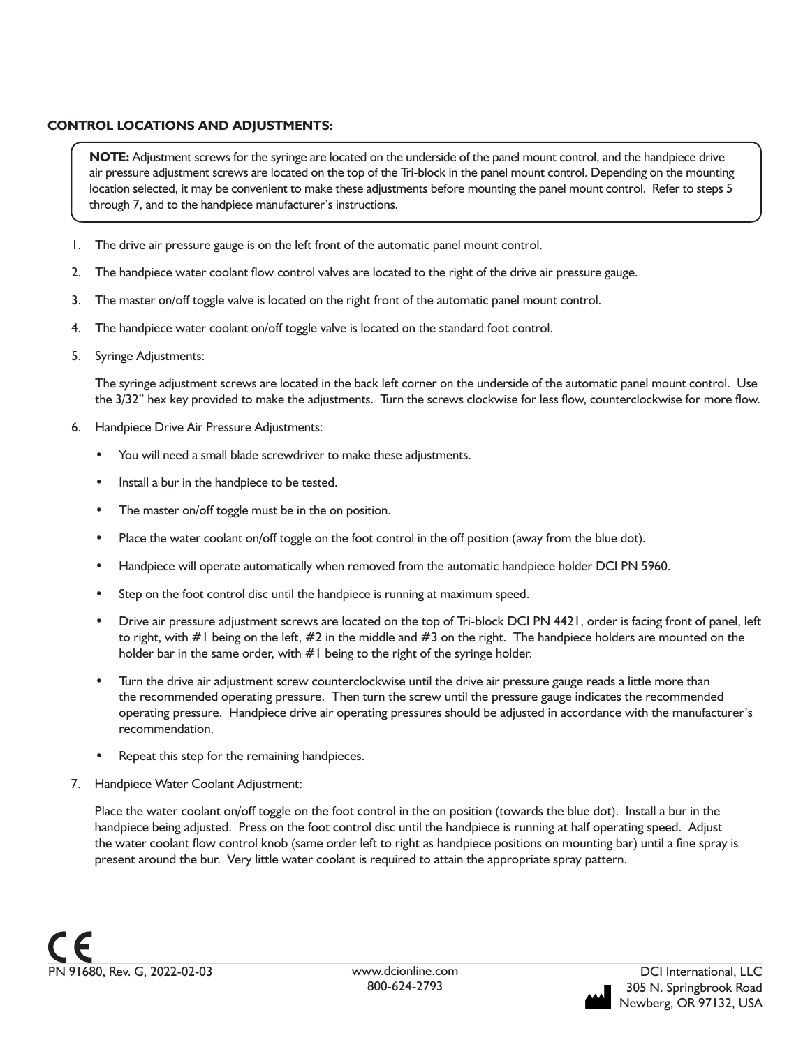**CONTROL LOCATIONS AND ADJUSTMENTS:**

> **NOTE:** Adjustment screws for the syringe are located on the underside of the panel mount control, and the handpiece drive air pressure adjustment screws are located on the top of the Tri-block in the panel mount control. Depending on the mounting location selected, it may be convenient to make these adjustments before mounting the panel mount control. Refer to steps 5 through 7, and to the handpiece manufacturer's instructions.

1. The drive air pressure gauge is on the left front of the automatic panel mount control.
2. The handpiece water coolant flow control valves are located to the right of the drive air pressure gauge.
3. The master on/off toggle valve is located on the right front of the automatic panel mount control.
4. The handpiece water coolant on/off toggle valve is located on the standard foot control.
5. Syringe Adjustments:

   The syringe adjustment screws are located in the back left corner on the underside of the automatic panel mount control. Use the 3/32" hex key provided to make the adjustments. Turn the screws clockwise for less flow, counterclockwise for more flow.

6. Handpiece Drive Air Pressure Adjustments:
   - You will need a small blade screwdriver to make these adjustments.
   - Install a bur in the handpiece to be tested.
   - The master on/off toggle must be in the on position.
   - Place the water coolant on/off toggle on the foot control in the off position (away from the blue dot).
   - Handpiece will operate automatically when removed from the automatic handpiece holder DCI PN 5960.
   - Step on the foot control disc until the handpiece is running at maximum speed.
   - Drive air pressure adjustment screws are located on the top of Tri-block DCI PN 4421, order is facing front of panel, left to right, with #1 being on the left, #2 in the middle and #3 on the right. The handpiece holders are mounted on the holder bar in the same order, with #1 being to the right of the syringe holder.
   - Turn the drive air adjustment screw counterclockwise until the drive air pressure gauge reads a little more than the recommended operating pressure. Then turn the screw until the pressure gauge indicates the recommended operating pressure. Handpiece drive air operating pressures should be adjusted in accordance with the manufacturer's recommendation.
   - Repeat this step for the remaining handpieces.

7. Handpiece Water Coolant Adjustment:

   Place the water coolant on/off toggle on the foot control in the on position (towards the blue dot). Install a bur in the handpiece being adjusted. Press on the foot control disc until the handpiece is running at half operating speed. Adjust the water coolant flow control knob (same order left to right as handpiece positions on mounting bar) until a fine spray is present around the bur. Very little water coolant is required to attain the appropriate spray pattern.

PN 91680, Rev. G, 2022-02-03

www.dcionline.com
800-624-2793

DCI International, LLC
305 N. Springbrook Road
Newberg, OR 97132, USA